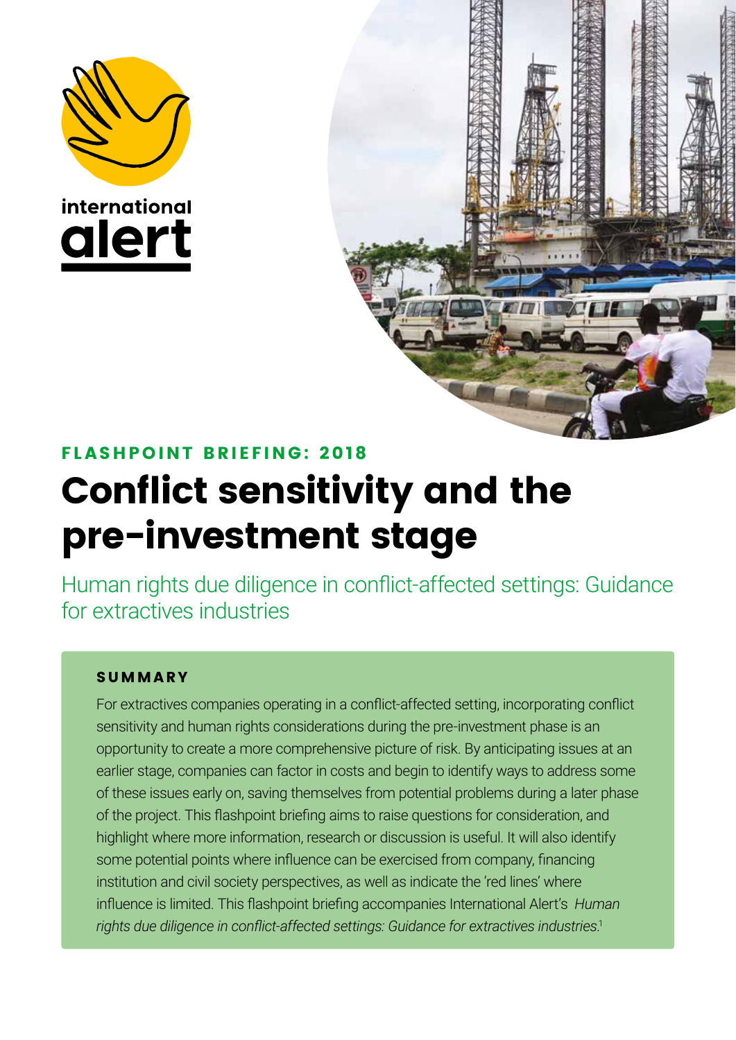international alert

**FLASHPOINT BRIEFING: 2018**

# Conflict sensitivity and the pre-investment stage

## Human rights due diligence in conflict-affected settings: Guidance for extractives industries

### SUMMARY

For extractives companies operating in a conflict-affected setting, incorporating conflict sensitivity and human rights considerations during the pre-investment phase is an opportunity to create a more comprehensive picture of risk. By anticipating issues at an earlier stage, companies can factor in costs and begin to identify ways to address some of these issues early on, saving themselves from potential problems during a later phase of the project. This flashpoint briefing aims to raise questions for consideration, and highlight where more information, research or discussion is useful. It will also identify some potential points where influence can be exercised from company, financing institution and civil society perspectives, as well as indicate the 'red lines' where influence is limited. This flashpoint briefing accompanies International Alert's *Human rights due diligence in conflict-affected settings: Guidance for extractives industries*.[1]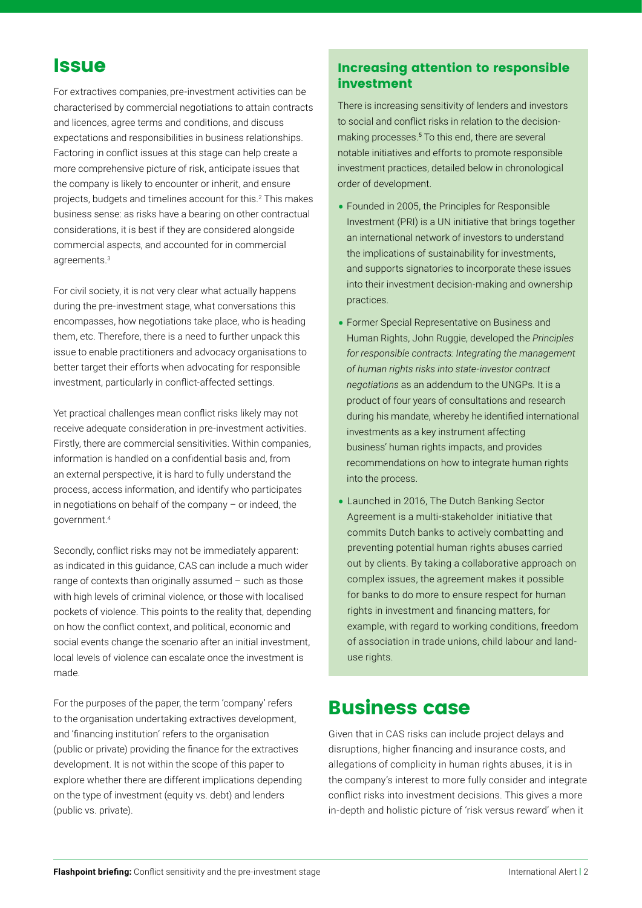## Issue

For extractives companies, pre-investment activities can be characterised by commercial negotiations to attain contracts and licences, agree terms and conditions, and discuss expectations and responsibilities in business relationships. Factoring in conflict issues at this stage can help create a more comprehensive picture of risk, anticipate issues that the company is likely to encounter or inherit, and ensure projects, budgets and timelines account for this.[2] This makes business sense: as risks have a bearing on other contractual considerations, it is best if they are considered alongside commercial aspects, and accounted for in commercial agreements.[3]

For civil society, it is not very clear what actually happens during the pre-investment stage, what conversations this encompasses, how negotiations take place, who is heading them, etc. Therefore, there is a need to further unpack this issue to enable practitioners and advocacy organisations to better target their efforts when advocating for responsible investment, particularly in conflict-affected settings.

Yet practical challenges mean conflict risks likely may not receive adequate consideration in pre-investment activities. Firstly, there are commercial sensitivities. Within companies, information is handled on a confidential basis and, from an external perspective, it is hard to fully understand the process, access information, and identify who participates in negotiations on behalf of the company – or indeed, the government.[4]

Secondly, conflict risks may not be immediately apparent: as indicated in this guidance, CAS can include a much wider range of contexts than originally assumed – such as those with high levels of criminal violence, or those with localised pockets of violence. This points to the reality that, depending on how the conflict context, and political, economic and social events change the scenario after an initial investment, local levels of violence can escalate once the investment is made.

For the purposes of the paper, the term 'company' refers to the organisation undertaking extractives development, and 'financing institution' refers to the organisation (public or private) providing the finance for the extractives development. It is not within the scope of this paper to explore whether there are different implications depending on the type of investment (equity vs. debt) and lenders (public vs. private).

### Increasing attention to responsible investment

There is increasing sensitivity of lenders and investors to social and conflict risks in relation to the decision-making processes.[5] To this end, there are several notable initiatives and efforts to promote responsible investment practices, detailed below in chronological order of development.

- Founded in 2005, the Principles for Responsible Investment (PRI) is a UN initiative that brings together an international network of investors to understand the implications of sustainability for investments, and supports signatories to incorporate these issues into their investment decision-making and ownership practices.
- Former Special Representative on Business and Human Rights, John Ruggie, developed the *Principles for responsible contracts: Integrating the management of human rights risks into state-investor contract negotiations* as an addendum to the UNGPs. It is a product of four years of consultations and research during his mandate, whereby he identified international investments as a key instrument affecting business' human rights impacts, and provides recommendations on how to integrate human rights into the process.
- Launched in 2016, The Dutch Banking Sector Agreement is a multi-stakeholder initiative that commits Dutch banks to actively combatting and preventing potential human rights abuses carried out by clients. By taking a collaborative approach on complex issues, the agreement makes it possible for banks to do more to ensure respect for human rights in investment and financing matters, for example, with regard to working conditions, freedom of association in trade unions, child labour and land-use rights.

## Business case

Given that in CAS risks can include project delays and disruptions, higher financing and insurance costs, and allegations of complicity in human rights abuses, it is in the company's interest to more fully consider and integrate conflict risks into investment decisions. This gives a more in-depth and holistic picture of 'risk versus reward' when it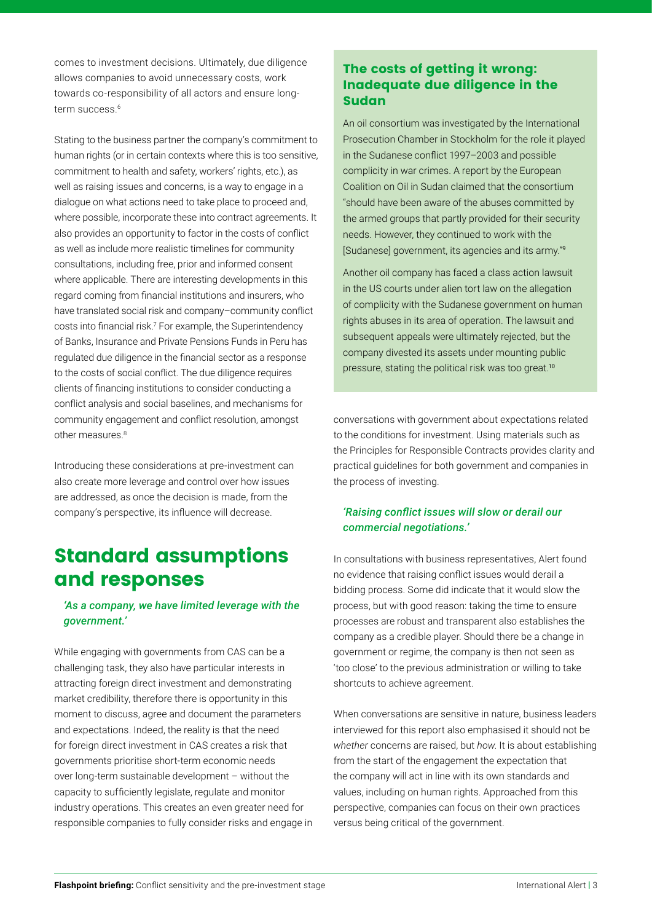comes to investment decisions. Ultimately, due diligence allows companies to avoid unnecessary costs, work towards co-responsibility of all actors and ensure long-term success.[6]

Stating to the business partner the company's commitment to human rights (or in certain contexts where this is too sensitive, commitment to health and safety, workers' rights, etc.), as well as raising issues and concerns, is a way to engage in a dialogue on what actions need to take place to proceed and, where possible, incorporate these into contract agreements. It also provides an opportunity to factor in the costs of conflict as well as include more realistic timelines for community consultations, including free, prior and informed consent where applicable. There are interesting developments in this regard coming from financial institutions and insurers, who have translated social risk and company–community conflict costs into financial risk.[7] For example, the Superintendency of Banks, Insurance and Private Pensions Funds in Peru has regulated due diligence in the financial sector as a response to the costs of social conflict. The due diligence requires clients of financing institutions to consider conducting a conflict analysis and social baselines, and mechanisms for community engagement and conflict resolution, amongst other measures.[8]

Introducing these considerations at pre-investment can also create more leverage and control over how issues are addressed, as once the decision is made, from the company's perspective, its influence will decrease.

### The costs of getting it wrong: Inadequate due diligence in the Sudan

An oil consortium was investigated by the International Prosecution Chamber in Stockholm for the role it played in the Sudanese conflict 1997–2003 and possible complicity in war crimes. A report by the European Coalition on Oil in Sudan claimed that the consortium "should have been aware of the abuses committed by the armed groups that partly provided for their security needs. However, they continued to work with the [Sudanese] government, its agencies and its army."[9]

Another oil company has faced a class action lawsuit in the US courts under alien tort law on the allegation of complicity with the Sudanese government on human rights abuses in its area of operation. The lawsuit and subsequent appeals were ultimately rejected, but the company divested its assets under mounting public pressure, stating the political risk was too great.[10]

## Standard assumptions and responses

### *'As a company, we have limited leverage with the government.'*

While engaging with governments from CAS can be a challenging task, they also have particular interests in attracting foreign direct investment and demonstrating market credibility, therefore there is opportunity in this moment to discuss, agree and document the parameters and expectations. Indeed, the reality is that the need for foreign direct investment in CAS creates a risk that governments prioritise short-term economic needs over long-term sustainable development – without the capacity to sufficiently legislate, regulate and monitor industry operations. This creates an even greater need for responsible companies to fully consider risks and engage in conversations with government about expectations related to the conditions for investment. Using materials such as the Principles for Responsible Contracts provides clarity and practical guidelines for both government and companies in the process of investing.

### *'Raising conflict issues will slow or derail our commercial negotiations.'*

In consultations with business representatives, Alert found no evidence that raising conflict issues would derail a bidding process. Some did indicate that it would slow the process, but with good reason: taking the time to ensure processes are robust and transparent also establishes the company as a credible player. Should there be a change in government or regime, the company is then not seen as 'too close' to the previous administration or willing to take shortcuts to achieve agreement.

When conversations are sensitive in nature, business leaders interviewed for this report also emphasised it should not be *whether* concerns are raised, but *how*. It is about establishing from the start of the engagement the expectation that the company will act in line with its own standards and values, including on human rights. Approached from this perspective, companies can focus on their own practices versus being critical of the government.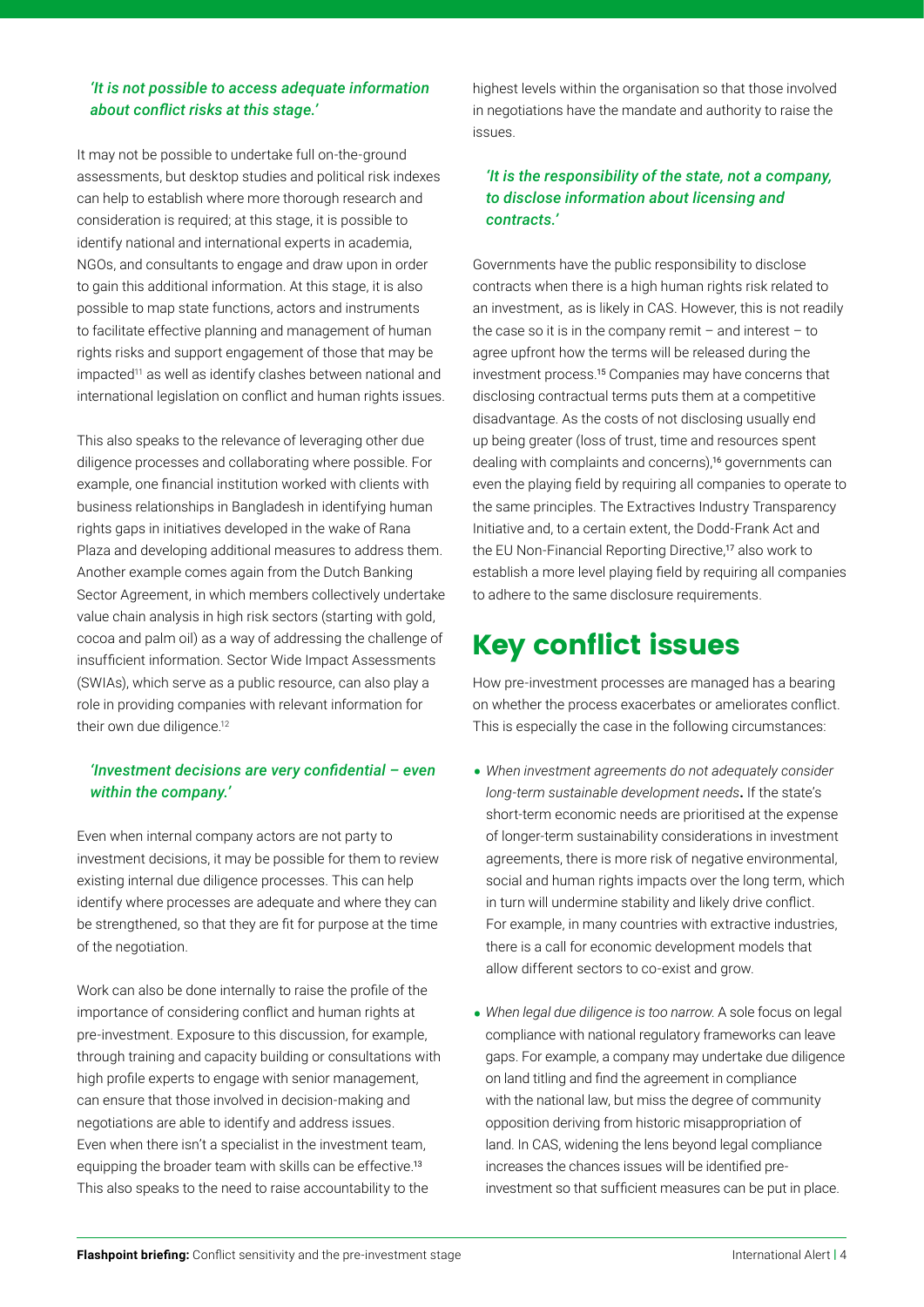*'It is not possible to access adequate information about conflict risks at this stage.'*

It may not be possible to undertake full on-the-ground assessments, but desktop studies and political risk indexes can help to establish where more thorough research and consideration is required; at this stage, it is possible to identify national and international experts in academia, NGOs, and consultants to engage and draw upon in order to gain this additional information. At this stage, it is also possible to map state functions, actors and instruments to facilitate effective planning and management of human rights risks and support engagement of those that may be impacted[11] as well as identify clashes between national and international legislation on conflict and human rights issues.

This also speaks to the relevance of leveraging other due diligence processes and collaborating where possible. For example, one financial institution worked with clients with business relationships in Bangladesh in identifying human rights gaps in initiatives developed in the wake of Rana Plaza and developing additional measures to address them. Another example comes again from the Dutch Banking Sector Agreement, in which members collectively undertake value chain analysis in high risk sectors (starting with gold, cocoa and palm oil) as a way of addressing the challenge of insufficient information. Sector Wide Impact Assessments (SWIAs), which serve as a public resource, can also play a role in providing companies with relevant information for their own due diligence.[12]

*'Investment decisions are very confidential – even within the company.'*

Even when internal company actors are not party to investment decisions, it may be possible for them to review existing internal due diligence processes. This can help identify where processes are adequate and where they can be strengthened, so that they are fit for purpose at the time of the negotiation.

Work can also be done internally to raise the profile of the importance of considering conflict and human rights at pre-investment. Exposure to this discussion, for example, through training and capacity building or consultations with high profile experts to engage with senior management, can ensure that those involved in decision-making and negotiations are able to identify and address issues. Even when there isn't a specialist in the investment team, equipping the broader team with skills can be effective.[13] This also speaks to the need to raise accountability to the highest levels within the organisation so that those involved in negotiations have the mandate and authority to raise the issues.

*'It is the responsibility of the state, not a company, to disclose information about licensing and contracts.'*

Governments have the public responsibility to disclose contracts when there is a high human rights risk related to an investment, as is likely in CAS. However, this is not readily the case so it is in the company remit – and interest – to agree upfront how the terms will be released during the investment process.[15] Companies may have concerns that disclosing contractual terms puts them at a competitive disadvantage. As the costs of not disclosing usually end up being greater (loss of trust, time and resources spent dealing with complaints and concerns),[16] governments can even the playing field by requiring all companies to operate to the same principles. The Extractives Industry Transparency Initiative and, to a certain extent, the Dodd-Frank Act and the EU Non-Financial Reporting Directive,[17] also work to establish a more level playing field by requiring all companies to adhere to the same disclosure requirements.

# Key conflict issues

How pre-investment processes are managed has a bearing on whether the process exacerbates or ameliorates conflict. This is especially the case in the following circumstances:

- *When investment agreements do not adequately consider long-term sustainable development needs*. If the state's short-term economic needs are prioritised at the expense of longer-term sustainability considerations in investment agreements, there is more risk of negative environmental, social and human rights impacts over the long term, which in turn will undermine stability and likely drive conflict. For example, in many countries with extractive industries, there is a call for economic development models that allow different sectors to co-exist and grow.
- *When legal due diligence is too narrow.* A sole focus on legal compliance with national regulatory frameworks can leave gaps. For example, a company may undertake due diligence on land titling and find the agreement in compliance with the national law, but miss the degree of community opposition deriving from historic misappropriation of land. In CAS, widening the lens beyond legal compliance increases the chances issues will be identified pre-investment so that sufficient measures can be put in place.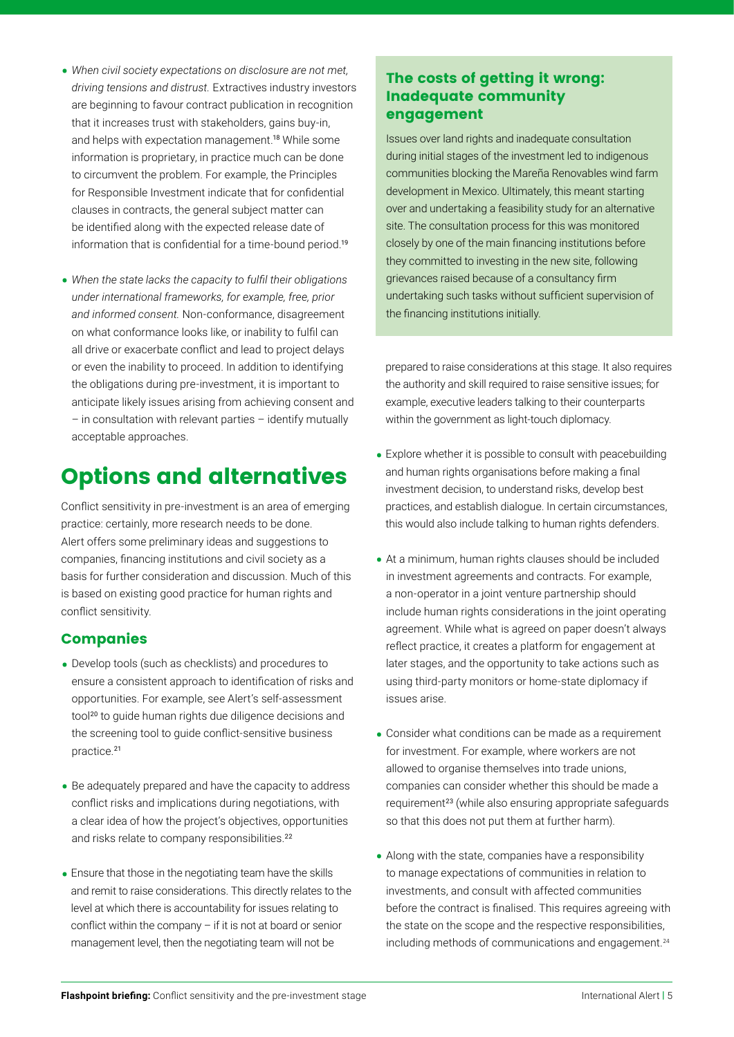- *When civil society expectations on disclosure are not met, driving tensions and distrust.* Extractives industry investors are beginning to favour contract publication in recognition that it increases trust with stakeholders, gains buy-in, and helps with expectation management.[18] While some information is proprietary, in practice much can be done to circumvent the problem. For example, the Principles for Responsible Investment indicate that for confidential clauses in contracts, the general subject matter can be identified along with the expected release date of information that is confidential for a time-bound period.[19]

- *When the state lacks the capacity to fulfil their obligations under international frameworks, for example, free, prior and informed consent.* Non-conformance, disagreement on what conformance looks like, or inability to fulfil can all drive or exacerbate conflict and lead to project delays or even the inability to proceed. In addition to identifying the obligations during pre-investment, it is important to anticipate likely issues arising from achieving consent and – in consultation with relevant parties – identify mutually acceptable approaches.

# Options and alternatives

Conflict sensitivity in pre-investment is an area of emerging practice: certainly, more research needs to be done. Alert offers some preliminary ideas and suggestions to companies, financing institutions and civil society as a basis for further consideration and discussion. Much of this is based on existing good practice for human rights and conflict sensitivity.

## Companies

- Develop tools (such as checklists) and procedures to ensure a consistent approach to identification of risks and opportunities. For example, see Alert's self-assessment tool[20] to guide human rights due diligence decisions and the screening tool to guide conflict-sensitive business practice.[21]

- Be adequately prepared and have the capacity to address conflict risks and implications during negotiations, with a clear idea of how the project's objectives, opportunities and risks relate to company responsibilities.[22]

- Ensure that those in the negotiating team have the skills and remit to raise considerations. This directly relates to the level at which there is accountability for issues relating to conflict within the company – if it is not at board or senior management level, then the negotiating team will not be prepared to raise considerations at this stage. It also requires the authority and skill required to raise sensitive issues; for example, executive leaders talking to their counterparts within the government as light-touch diplomacy.

- Explore whether it is possible to consult with peacebuilding and human rights organisations before making a final investment decision, to understand risks, develop best practices, and establish dialogue. In certain circumstances, this would also include talking to human rights defenders.

- At a minimum, human rights clauses should be included in investment agreements and contracts. For example, a non-operator in a joint venture partnership should include human rights considerations in the joint operating agreement. While what is agreed on paper doesn't always reflect practice, it creates a platform for engagement at later stages, and the opportunity to take actions such as using third-party monitors or home-state diplomacy if issues arise.

- Consider what conditions can be made as a requirement for investment. For example, where workers are not allowed to organise themselves into trade unions, companies can consider whether this should be made a requirement[23] (while also ensuring appropriate safeguards so that this does not put them at further harm).

- Along with the state, companies have a responsibility to manage expectations of communities in relation to investments, and consult with affected communities before the contract is finalised. This requires agreeing with the state on the scope and the respective responsibilities, including methods of communications and engagement.[24]

### The costs of getting it wrong: Inadequate community engagement

Issues over land rights and inadequate consultation during initial stages of the investment led to indigenous communities blocking the Mareña Renovables wind farm development in Mexico. Ultimately, this meant starting over and undertaking a feasibility study for an alternative site. The consultation process for this was monitored closely by one of the main financing institutions before they committed to investing in the new site, following grievances raised because of a consultancy firm undertaking such tasks without sufficient supervision of the financing institutions initially.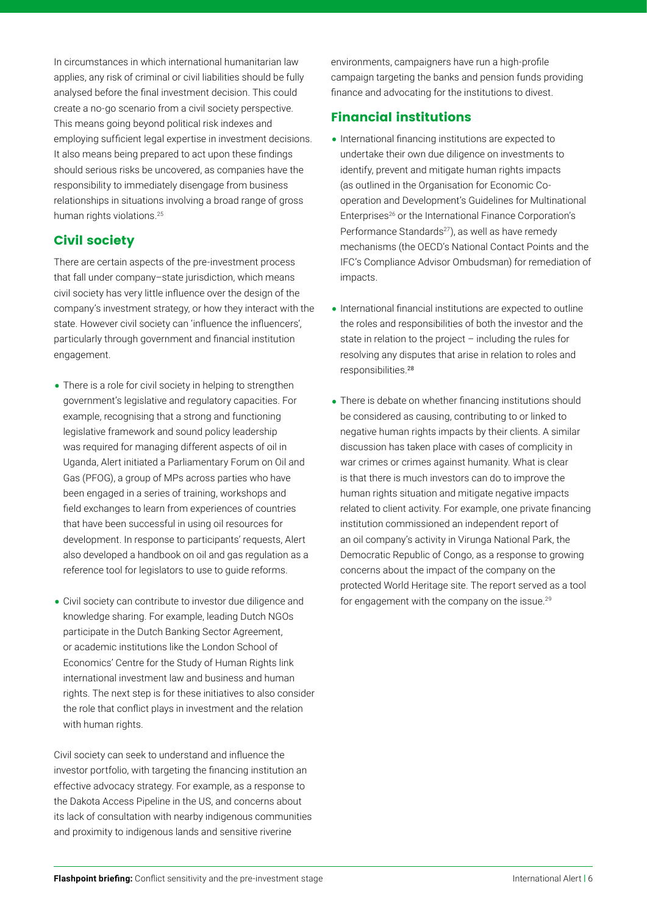In circumstances in which international humanitarian law applies, any risk of criminal or civil liabilities should be fully analysed before the final investment decision. This could create a no-go scenario from a civil society perspective. This means going beyond political risk indexes and employing sufficient legal expertise in investment decisions. It also means being prepared to act upon these findings should serious risks be uncovered, as companies have the responsibility to immediately disengage from business relationships in situations involving a broad range of gross human rights violations.[25]

## Civil society

There are certain aspects of the pre-investment process that fall under company–state jurisdiction, which means civil society has very little influence over the design of the company's investment strategy, or how they interact with the state. However civil society can 'influence the influencers', particularly through government and financial institution engagement.

- There is a role for civil society in helping to strengthen government's legislative and regulatory capacities. For example, recognising that a strong and functioning legislative framework and sound policy leadership was required for managing different aspects of oil in Uganda, Alert initiated a Parliamentary Forum on Oil and Gas (PFOG), a group of MPs across parties who have been engaged in a series of training, workshops and field exchanges to learn from experiences of countries that have been successful in using oil resources for development. In response to participants' requests, Alert also developed a handbook on oil and gas regulation as a reference tool for legislators to use to guide reforms.

- Civil society can contribute to investor due diligence and knowledge sharing. For example, leading Dutch NGOs participate in the Dutch Banking Sector Agreement, or academic institutions like the London School of Economics' Centre for the Study of Human Rights link international investment law and business and human rights. The next step is for these initiatives to also consider the role that conflict plays in investment and the relation with human rights.

Civil society can seek to understand and influence the investor portfolio, with targeting the financing institution an effective advocacy strategy. For example, as a response to the Dakota Access Pipeline in the US, and concerns about its lack of consultation with nearby indigenous communities and proximity to indigenous lands and sensitive riverine environments, campaigners have run a high-profile campaign targeting the banks and pension funds providing finance and advocating for the institutions to divest.

## Financial institutions

- International financing institutions are expected to undertake their own due diligence on investments to identify, prevent and mitigate human rights impacts (as outlined in the Organisation for Economic Co-operation and Development's Guidelines for Multinational Enterprises[26] or the International Finance Corporation's Performance Standards[27]), as well as have remedy mechanisms (the OECD's National Contact Points and the IFC's Compliance Advisor Ombudsman) for remediation of impacts.

- International financial institutions are expected to outline the roles and responsibilities of both the investor and the state in relation to the project – including the rules for resolving any disputes that arise in relation to roles and responsibilities.[28]

- There is debate on whether financing institutions should be considered as causing, contributing to or linked to negative human rights impacts by their clients. A similar discussion has taken place with cases of complicity in war crimes or crimes against humanity. What is clear is that there is much investors can do to improve the human rights situation and mitigate negative impacts related to client activity. For example, one private financing institution commissioned an independent report of an oil company's activity in Virunga National Park, the Democratic Republic of Congo, as a response to growing concerns about the impact of the company on the protected World Heritage site. The report served as a tool for engagement with the company on the issue.[29]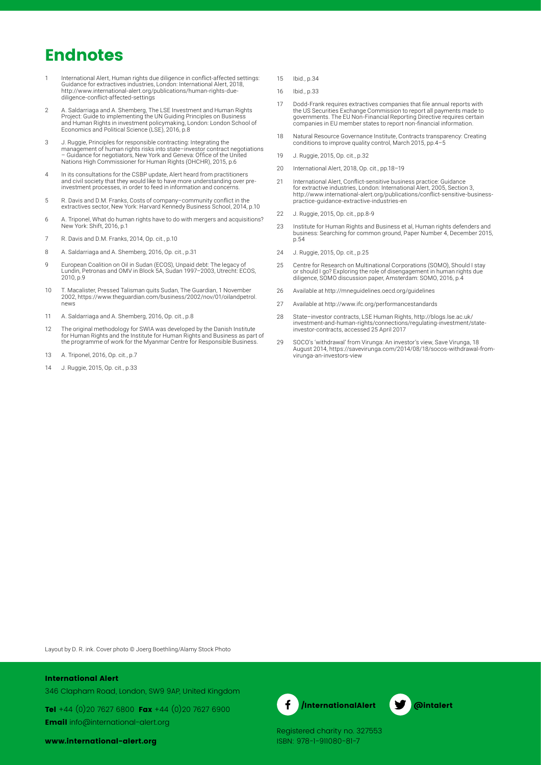# Endnotes

1. International Alert, Human rights due diligence in conflict-affected settings: Guidance for extractives industries, London: International Alert, 2018, http://www.international-alert.org/publications/human-rights-due-diligence-conflict-affected-settings
2. A. Saldarriaga and A. Shemberg, The LSE Investment and Human Rights Project: Guide to implementing the UN Guiding Principles on Business and Human Rights in investment policymaking, London: London School of Economics and Political Science (LSE), 2016, p.8
3. J. Ruggie, Principles for responsible contracting: Integrating the management of human rights risks into state–investor contract negotiations – Guidance for negotiators, New York and Geneva: Office of the United Nations High Commissioner for Human Rights (OHCHR), 2015, p.6
4. In its consultations for the CSBP update, Alert heard from practitioners and civil society that they would like to have more understanding over pre-investment processes, in order to feed in information and concerns.
5. R. Davis and D.M. Franks, Costs of company–community conflict in the extractives sector, New York: Harvard Kennedy Business School, 2014, p.10
6. A. Triponel, What do human rights have to do with mergers and acquisitions? New York: Shift, 2016, p.1
7. R. Davis and D.M. Franks, 2014, Op. cit., p.10
8. A. Saldarriaga and A. Shemberg, 2016, Op. cit., p.31
9. European Coalition on Oil in Sudan (ECOS), Unpaid debt: The legacy of Lundin, Petronas and OMV in Block 5A, Sudan 1997–2003, Utrecht: ECOS, 2010, p.9
10. T. Macalister, Pressed Talisman quits Sudan, The Guardian, 1 November 2002, https://www.theguardian.com/business/2002/nov/01/oilandpetrol.news
11. A. Saldarriaga and A. Shemberg, 2016, Op. cit., p.8
12. The original methodology for SWIA was developed by the Danish Institute for Human Rights and the Institute for Human Rights and Business as part of the programme of work for the Myanmar Centre for Responsible Business.
13. A. Triponel, 2016, Op. cit., p.7
14. J. Ruggie, 2015, Op. cit., p.33
15. Ibid., p.34
16. Ibid., p.33
17. Dodd-Frank requires extractives companies that file annual reports with the US Securities Exchange Commission to report all payments made to governments. The EU Non-Financial Reporting Directive requires certain companies in EU member states to report non-financial information.
18. Natural Resource Governance Institute, Contracts transparency: Creating conditions to improve quality control, March 2015, pp.4–5
19. J. Ruggie, 2015, Op. cit., p.32
20. International Alert, 2018, Op. cit., pp.18–19
21. International Alert, Conflict-sensitive business practice: Guidance for extractive industries, London: International Alert, 2005, Section 3, http://www.international-alert.org/publications/conflict-sensitive-business-practice-guidance-extractive-industries-en
22. J. Ruggie, 2015, Op. cit., pp.8-9
23. Institute for Human Rights and Business et al, Human rights defenders and business: Searching for common ground, Paper Number 4, December 2015, p.54
24. J. Ruggie, 2015, Op. cit., p.25
25. Centre for Research on Multinational Corporations (SOMO), Should I stay or should I go? Exploring the role of disengagement in human rights due diligence, SOMO discussion paper, Amsterdam: SOMO, 2016, p.4
26. Available at http://mneguidelines.oecd.org/guidelines
27. Available at http://www.ifc.org/performancestandards
28. State–investor contracts, LSE Human Rights, http://blogs.lse.ac.uk/investment-and-human-rights/connections/regulating-investment/state-investor-contracts, accessed 25 April 2017
29. SOCO's 'withdrawal' from Virunga: An investor's view, Save Virunga, 18 August 2014, https://savevirunga.com/2014/08/18/socos-withdrawal-from-virunga-an-investors-view

Layout by D. R. ink. Cover photo © Joerg Boethling/Alamy Stock Photo

**International Alert**

346 Clapham Road, London, SW9 9AP, United Kingdom

**Tel** +44 (0)20 7627 6800 **Fax** +44 (0)20 7627 6900

**Email** info@international-alert.org

**www.international-alert.org**

**/InternationalAlert** **@intalert**

Registered charity no. 327553

ISBN: 978-1-911080-81-7